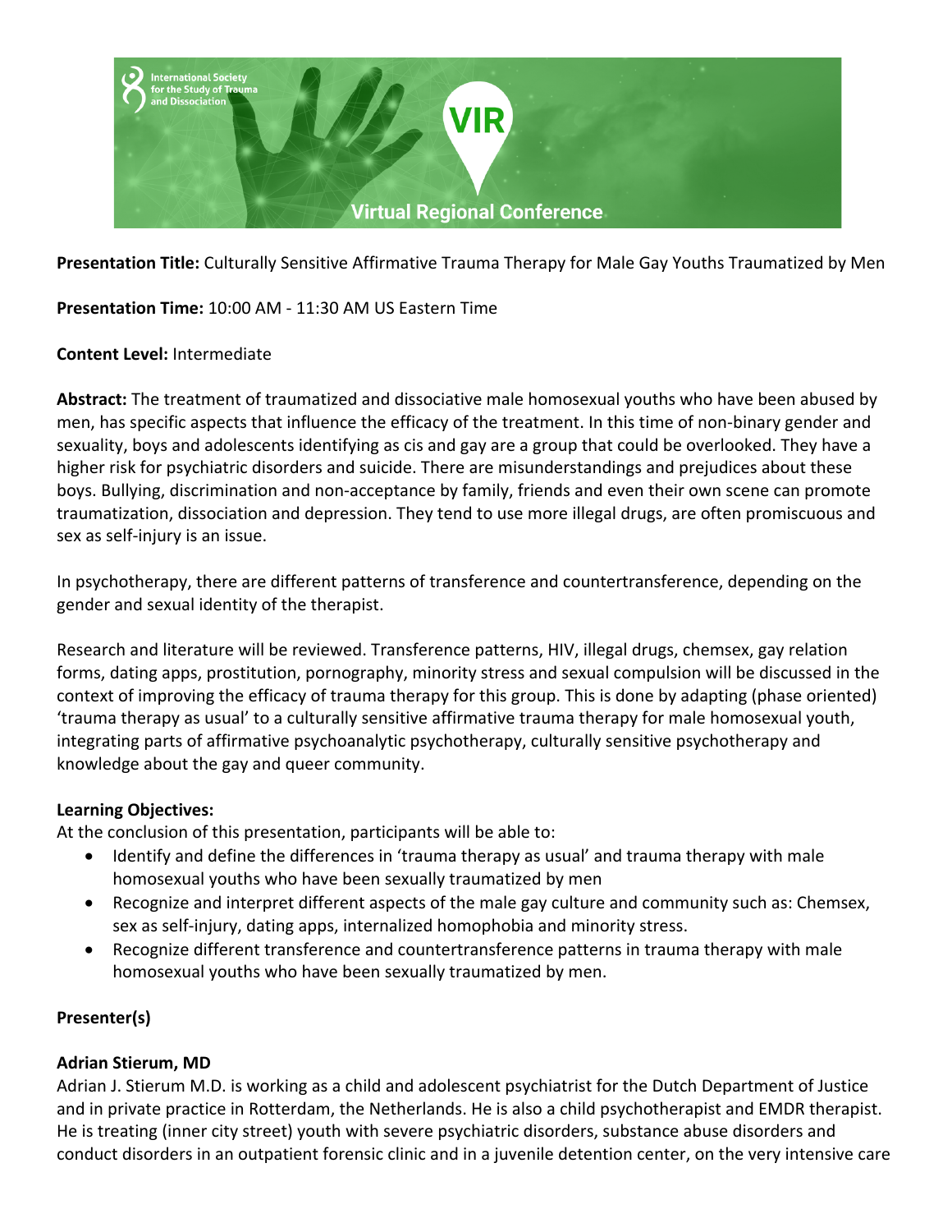**Presentation Title:** Culturally Sensitive Affirmative Trauma Therapy for Male Gay Youths Traumatized by Men

**Presentation Time:** 10:00 AM - 11:30 AM US Eastern Time

**Content Level:** Intermediate

**Abstract:** The treatment of traumatized and dissociative male homosexual youths who have been abused by men, has specific aspects that influence the efficacy of the treatment. In this time of non-binary gender and sexuality, boys and adolescents identifying as cis and gay are a group that could be overlooked. They have a higher risk for psychiatric disorders and suicide. There are misunderstandings and prejudices about these boys. Bullying, discrimination and non-acceptance by family, friends and even their own scene can promote traumatization, dissociation and depression. They tend to use more illegal drugs, are often promiscuous and sex as self-injury is an issue.

In psychotherapy, there are different patterns of transference and countertransference, depending on the gender and sexual identity of the therapist.

Research and literature will be reviewed. Transference patterns, HIV, illegal drugs, chemsex, gay relation forms, dating apps, prostitution, pornography, minority stress and sexual compulsion will be discussed in the context of improving the efficacy of trauma therapy for this group. This is done by adapting (phase oriented) 'trauma therapy as usual' to a culturally sensitive affirmative trauma therapy for male homosexual youth, integrating parts of affirmative psychoanalytic psychotherapy, culturally sensitive psychotherapy and knowledge about the gay and queer community.

**Learning Objectives:**
At the conclusion of this presentation, participants will be able to:

- Identify and define the differences in 'trauma therapy as usual' and trauma therapy with male homosexual youths who have been sexually traumatized by men
- Recognize and interpret different aspects of the male gay culture and community such as: Chemsex, sex as self-injury, dating apps, internalized homophobia and minority stress.
- Recognize different transference and countertransference patterns in trauma therapy with male homosexual youths who have been sexually traumatized by men.

**Presenter(s)**

**Adrian Stierum, MD**
Adrian J. Stierum M.D. is working as a child and adolescent psychiatrist for the Dutch Department of Justice and in private practice in Rotterdam, the Netherlands. He is also a child psychotherapist and EMDR therapist. He is treating (inner city street) youth with severe psychiatric disorders, substance abuse disorders and conduct disorders in an outpatient forensic clinic and in a juvenile detention center, on the very intensive care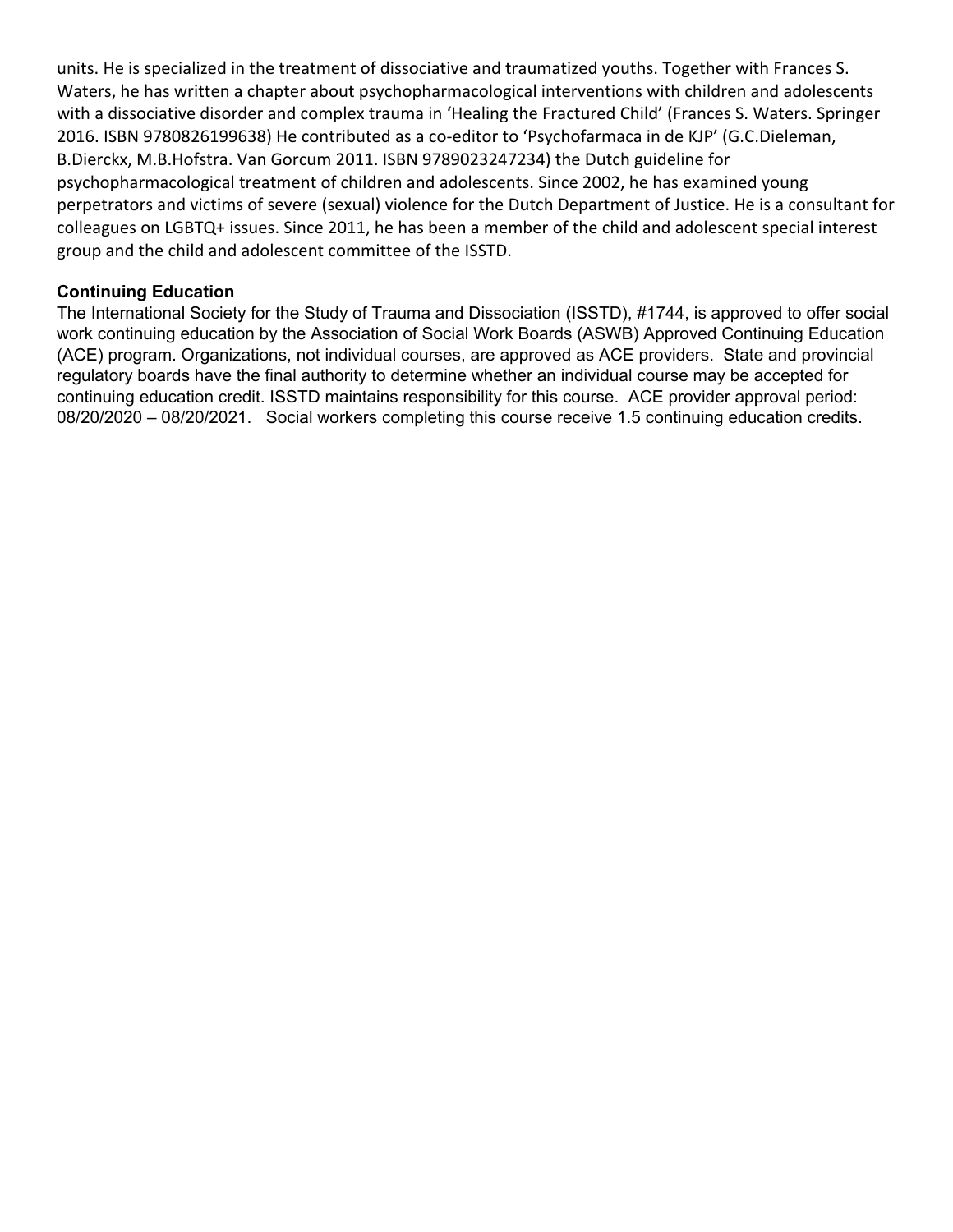units. He is specialized in the treatment of dissociative and traumatized youths. Together with Frances S. Waters, he has written a chapter about psychopharmacological interventions with children and adolescents with a dissociative disorder and complex trauma in 'Healing the Fractured Child' (Frances S. Waters. Springer 2016. ISBN 9780826199638) He contributed as a co-editor to 'Psychofarmaca in de KJP' (G.C.Dieleman, B.Dierckx, M.B.Hofstra. Van Gorcum 2011. ISBN 9789023247234) the Dutch guideline for psychopharmacological treatment of children and adolescents. Since 2002, he has examined young perpetrators and victims of severe (sexual) violence for the Dutch Department of Justice. He is a consultant for colleagues on LGBTQ+ issues. Since 2011, he has been a member of the child and adolescent special interest group and the child and adolescent committee of the ISSTD.

**Continuing Education**

The International Society for the Study of Trauma and Dissociation (ISSTD), #1744, is approved to offer social work continuing education by the Association of Social Work Boards (ASWB) Approved Continuing Education (ACE) program. Organizations, not individual courses, are approved as ACE providers. State and provincial regulatory boards have the final authority to determine whether an individual course may be accepted for continuing education credit. ISSTD maintains responsibility for this course. ACE provider approval period: 08/20/2020 – 08/20/2021. Social workers completing this course receive 1.5 continuing education credits.